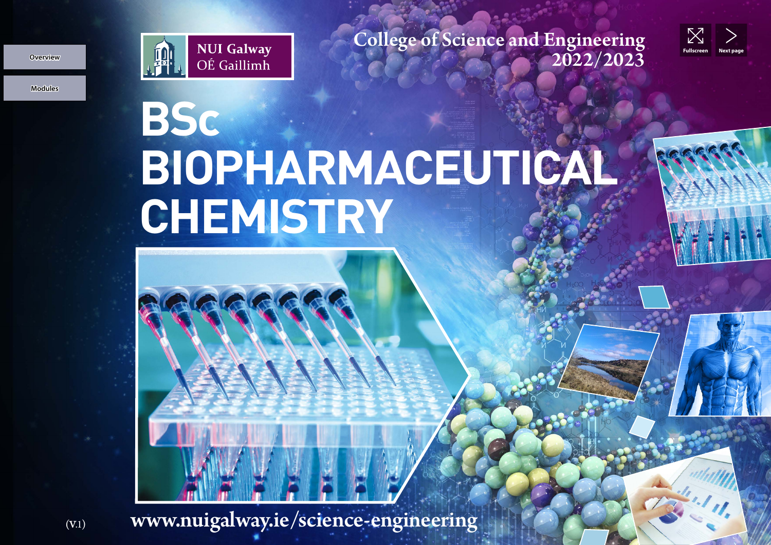Overview

Modules

NUI Galway
OÉ Gaillimh

# College of Science and Engineering 2022/2023

# BSc BIOPHARMACEUTICAL CHEMISTRY

(V.1)

www.nuigalway.ie/science-engineering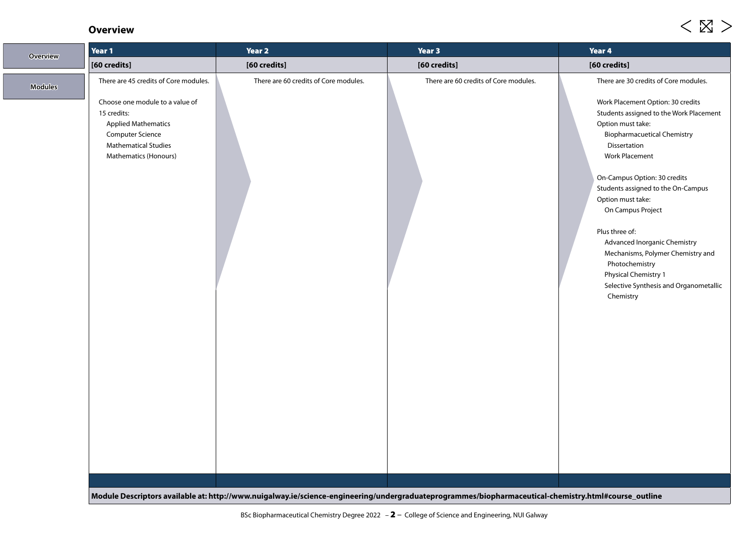## Overview

| Year 1 | Year 2 | Year 3 | Year 4 |
|---|---|---|---|
| [60 credits] | [60 credits] | [60 credits] | [60 credits] |
| There are 45 credits of Core modules.<br><br>Choose one module to a value of 15 credits:<br>Applied Mathematics<br>Computer Science<br>Mathematical Studies<br>Mathematics (Honours) | There are 60 credits of Core modules. | There are 60 credits of Core modules. | There are 30 credits of Core modules.<br><br>Work Placement Option: 30 credits<br>Students assigned to the Work Placement Option must take:<br>Biopharmacuetical Chemistry Dissertation<br>Work Placement<br><br>On-Campus Option: 30 credits<br>Students assigned to the On-Campus Option must take:<br>On Campus Project<br><br>Plus three of:<br>Advanced Inorganic Chemistry<br>Mechanisms, Polymer Chemistry and Photochemistry<br>Physical Chemistry 1<br>Selective Synthesis and Organometallic Chemistry |

**Module Descriptors available at: http://www.nuigalway.ie/science-engineering/undergraduateprogrammes/biopharmaceutical-chemistry.html#course_outline**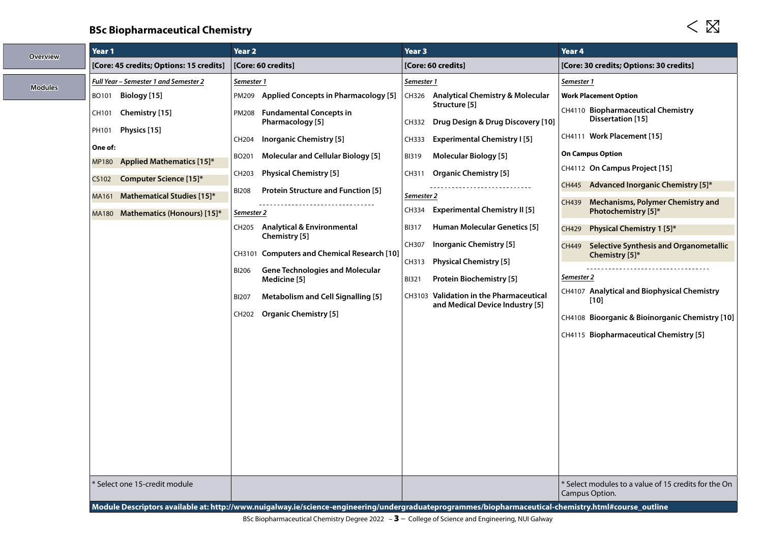## BSc Biopharmaceutical Chemistry

Overview

Modules

| Year 1 | Year 2 | Year 3 | Year 4 |
|---|---|---|---|
| [Core: 45 credits; Options: 15 credits] | [Core: 60 credits] | [Core: 60 credits] | [Core: 30 credits; Options: 30 credits] |
| *Full Year – Semester 1 and Semester 2* | *Semester 1* | *Semester 1* | *Semester 1* |
| BO101 **Biology [15]** | PM209 **Applied Concepts in Pharmacology [5]** | CH326 **Analytical Chemistry & Molecular Structure [5]** | **Work Placement Option** |
| CH101 **Chemistry [15]** | PM208 **Fundamental Concepts in Pharmacology [5]** | CH332 **Drug Design & Drug Discovery [10]** | CH4110 **Biopharmaceutical Chemistry Dissertation [15]** |
| PH101 **Physics [15]** | CH204 **Inorganic Chemistry [5]** | CH333 **Experimental Chemistry I [5]** | CH4111 **Work Placement [15]** |
| **One of:** | BO201 **Molecular and Cellular Biology [5]** | BI319 **Molecular Biology [5]** | **On Campus Option** |
| MP180 **Applied Mathematics [15]*** | CH203 **Physical Chemistry [5]** | CH311 **Organic Chemistry [5]** | CH4112 **On Campus Project [15]** |
| CS102 **Computer Science [15]*** | BI208 **Protein Structure and Function [5]** | *Semester 2* | CH445 **Advanced Inorganic Chemistry [5]*** |
| MA161 **Mathematical Studies [15]*** | *Semester 2* | CH334 **Experimental Chemistry II [5]** | CH439 **Mechanisms, Polymer Chemistry and Photochemistry [5]*** |
| MA180 **Mathematics (Honours) [15]*** | CH205 **Analytical & Environmental Chemistry [5]** | BI317 **Human Molecular Genetics [5]** | CH429 **Physical Chemistry 1 [5]*** |
| | CH3101 **Computers and Chemical Research [10]** | CH307 **Inorganic Chemistry [5]** | CH449 **Selective Synthesis and Organometallic Chemistry [5]*** |
| | BI206 **Gene Technologies and Molecular Medicine [5]** | CH313 **Physical Chemistry [5]** | *Semester 2* |
| | BI207 **Metabolism and Cell Signalling [5]** | BI321 **Protein Biochemistry [5]** | CH4107 **Analytical and Biophysical Chemistry [10]** |
| | CH202 **Organic Chemistry [5]** | CH3103 **Validation in the Pharmaceutical and Medical Device Industry [5]** | CH4108 **Bioorganic & Bioinorganic Chemistry [10]** |
| | | | CH4115 **Biopharmaceutical Chemistry [5]** |
| * Select one 15-credit module | | | * Select modules to a value of 15 credits for the On Campus Option. |

**Module Descriptors available at: http://www.nuigalway.ie/science-engineering/undergraduateprogrammes/biopharmaceutical-chemistry.html#course_outline**